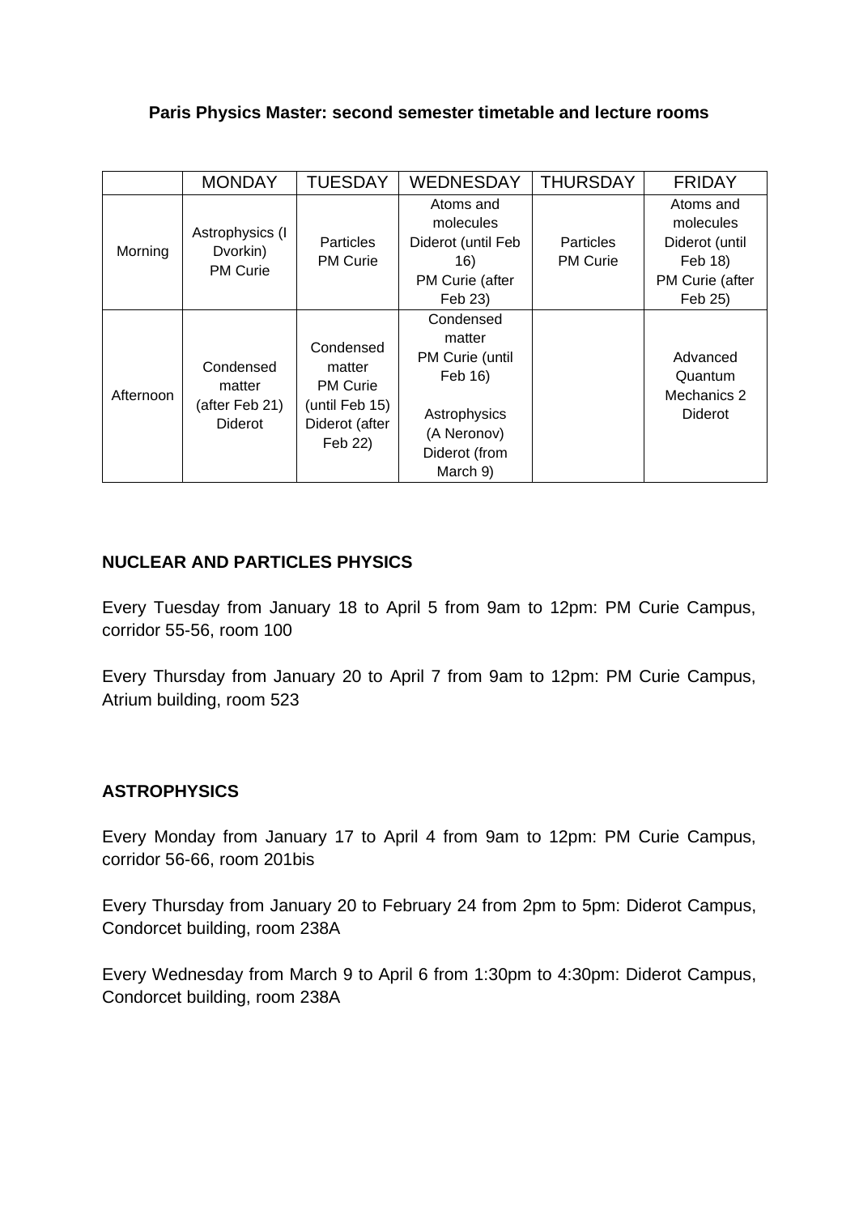**Paris Physics Master: second semester timetable and lecture rooms**

| | MONDAY | TUESDAY | WEDNESDAY | THURSDAY | FRIDAY |
|---|---|---|---|---|---|
| Morning | Astrophysics (I Dvorkin) PM Curie | Particles PM Curie | Atoms and molecules Diderot (until Feb 16) PM Curie (after Feb 23) | Particles PM Curie | Atoms and molecules Diderot (until Feb 18) PM Curie (after Feb 25) |
| Afternoon | Condensed matter (after Feb 21) Diderot | Condensed matter PM Curie (until Feb 15) Diderot (after Feb 22) | Condensed matter PM Curie (until Feb 16) Astrophysics (A Neronov) Diderot (from March 9) | | Advanced Quantum Mechanics 2 Diderot |

**NUCLEAR AND PARTICLES PHYSICS**

Every Tuesday from January 18 to April 5 from 9am to 12pm: PM Curie Campus, corridor 55-56, room 100

Every Thursday from January 20 to April 7 from 9am to 12pm: PM Curie Campus, Atrium building, room 523

**ASTROPHYSICS**

Every Monday from January 17 to April 4 from 9am to 12pm: PM Curie Campus, corridor 56-66, room 201bis

Every Thursday from January 20 to February 24 from 2pm to 5pm: Diderot Campus, Condorcet building, room 238A

Every Wednesday from March 9 to April 6 from 1:30pm to 4:30pm: Diderot Campus, Condorcet building, room 238A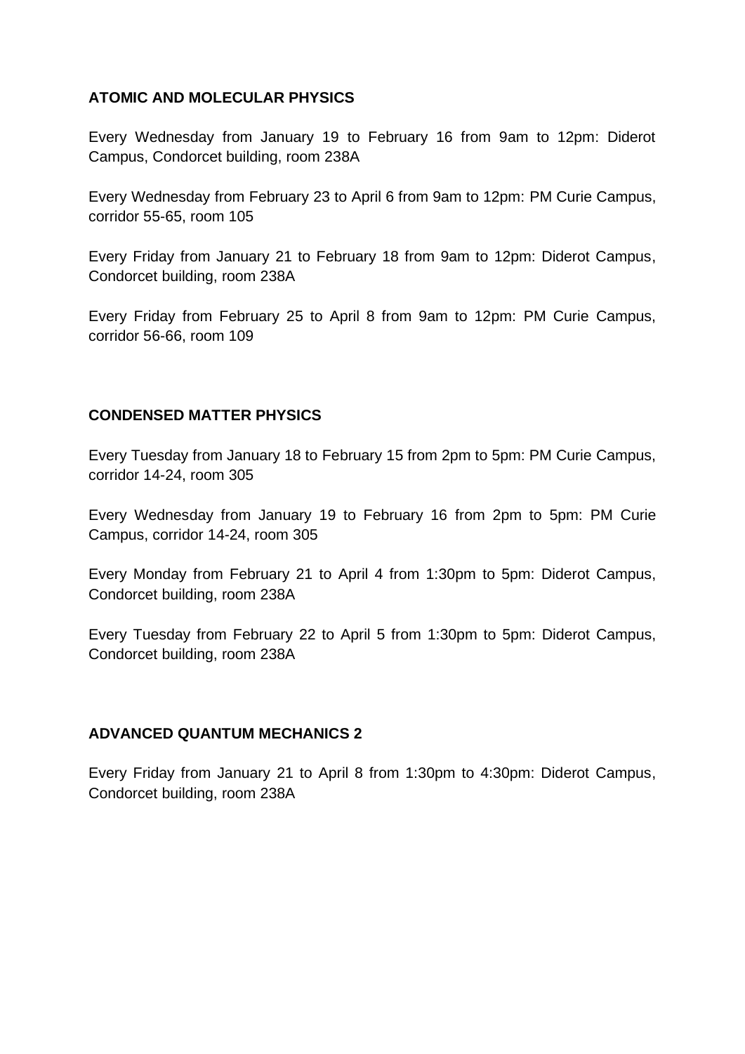**ATOMIC AND MOLECULAR PHYSICS**

Every Wednesday from January 19 to February 16 from 9am to 12pm: Diderot Campus, Condorcet building, room 238A

Every Wednesday from February 23 to April 6 from 9am to 12pm: PM Curie Campus, corridor 55-65, room 105

Every Friday from January 21 to February 18 from 9am to 12pm: Diderot Campus, Condorcet building, room 238A

Every Friday from February 25 to April 8 from 9am to 12pm: PM Curie Campus, corridor 56-66, room 109

**CONDENSED MATTER PHYSICS**

Every Tuesday from January 18 to February 15 from 2pm to 5pm: PM Curie Campus, corridor 14-24, room 305

Every Wednesday from January 19 to February 16 from 2pm to 5pm: PM Curie Campus, corridor 14-24, room 305

Every Monday from February 21 to April 4 from 1:30pm to 5pm: Diderot Campus, Condorcet building, room 238A

Every Tuesday from February 22 to April 5 from 1:30pm to 5pm: Diderot Campus, Condorcet building, room 238A

**ADVANCED QUANTUM MECHANICS 2**

Every Friday from January 21 to April 8 from 1:30pm to 4:30pm: Diderot Campus, Condorcet building, room 238A